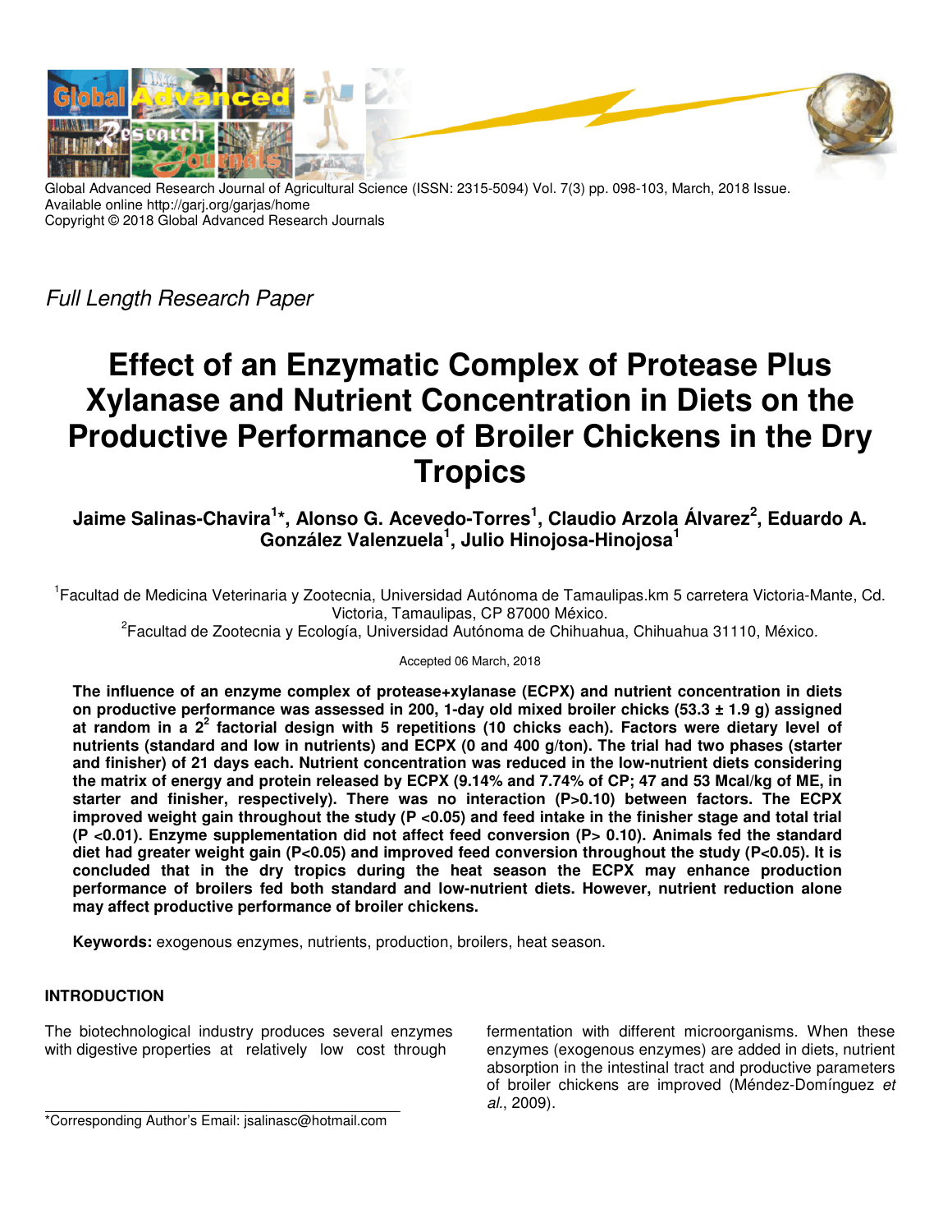Global Advanced Research Journal of Agricultural Science (ISSN: 2315-5094) Vol. 7(3) pp. 098-103, March, 2018 Issue.
Available online http://garj.org/garjas/home
Copyright © 2018 Global Advanced Research Journals

*Full Length Research Paper*

# Effect of an Enzymatic Complex of Protease Plus Xylanase and Nutrient Concentration in Diets on the Productive Performance of Broiler Chickens in the Dry Tropics

**Jaime Salinas-Chavira[1]*, Alonso G. Acevedo-Torres[1], Claudio Arzola Álvarez[2], Eduardo A. González Valenzuela[1], Julio Hinojosa-Hinojosa[1]**

[1]Facultad de Medicina Veterinaria y Zootecnia, Universidad Autónoma de Tamaulipas.km 5 carretera Victoria-Mante, Cd. Victoria, Tamaulipas, CP 87000 México.

[2]Facultad de Zootecnia y Ecología, Universidad Autónoma de Chihuahua, Chihuahua 31110, México.

Accepted 06 March, 2018

**The influence of an enzyme complex of protease+xylanase (ECPX) and nutrient concentration in diets on productive performance was assessed in 200, 1-day old mixed broiler chicks (53.3 ± 1.9 g) assigned at random in a $2^2$ factorial design with 5 repetitions (10 chicks each). Factors were dietary level of nutrients (standard and low in nutrients) and ECPX (0 and 400 g/ton). The trial had two phases (starter and finisher) of 21 days each. Nutrient concentration was reduced in the low-nutrient diets considering the matrix of energy and protein released by ECPX (9.14% and 7.74% of CP; 47 and 53 Mcal/kg of ME, in starter and finisher, respectively). There was no interaction (P>0.10) between factors. The ECPX improved weight gain throughout the study (P <0.05) and feed intake in the finisher stage and total trial (P <0.01). Enzyme supplementation did not affect feed conversion (P> 0.10). Animals fed the standard diet had greater weight gain (P<0.05) and improved feed conversion throughout the study (P<0.05). It is concluded that in the dry tropics during the heat season the ECPX may enhance production performance of broilers fed both standard and low-nutrient diets. However, nutrient reduction alone may affect productive performance of broiler chickens.**

**Keywords:** exogenous enzymes, nutrients, production, broilers, heat season.

## INTRODUCTION

The biotechnological industry produces several enzymes with digestive properties at relatively low cost through fermentation with different microorganisms. When these enzymes (exogenous enzymes) are added in diets, nutrient absorption in the intestinal tract and productive parameters of broiler chickens are improved (Méndez-Domínguez *et al*., 2009).

*Corresponding Author's Email: jsalinasc@hotmail.com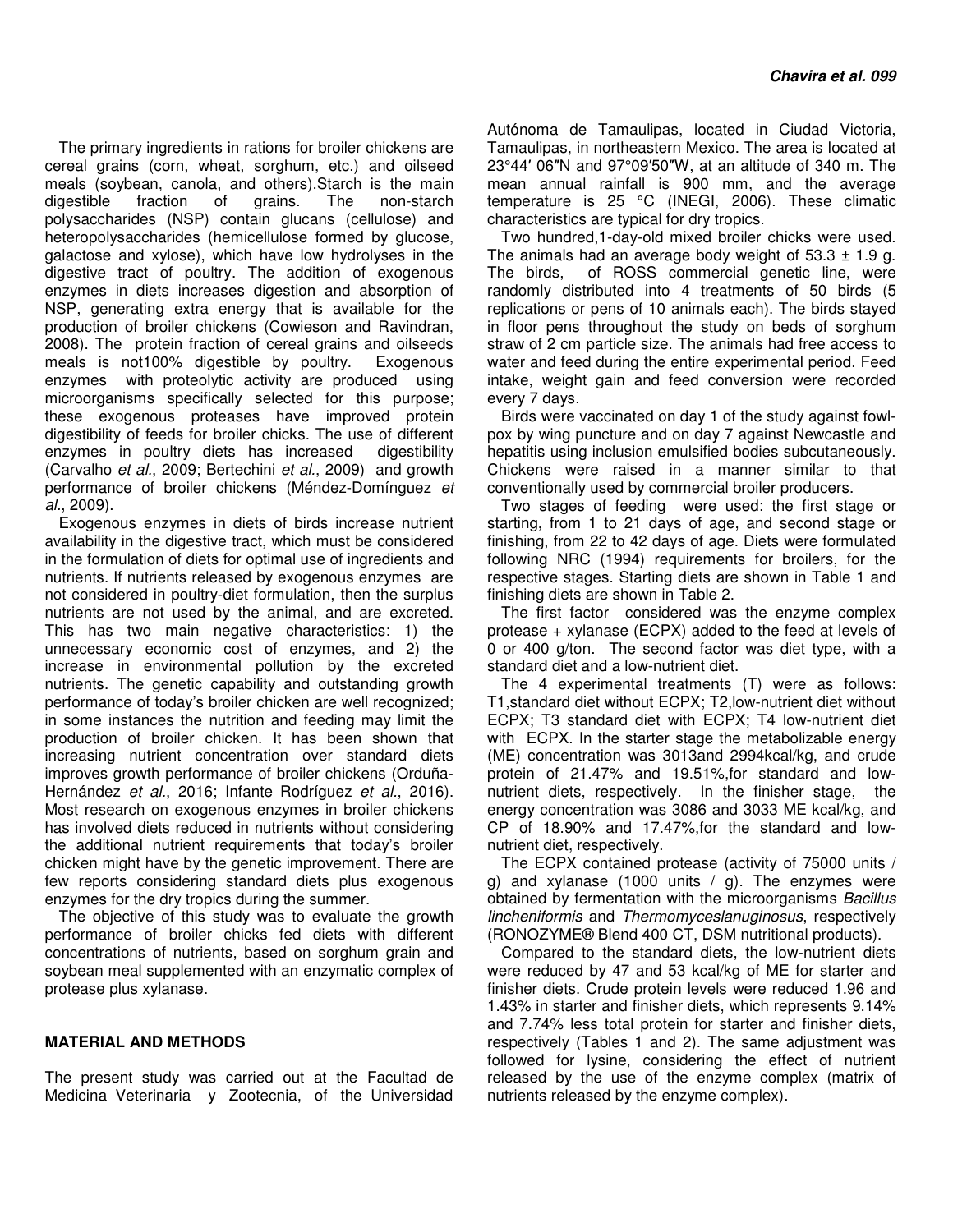The primary ingredients in rations for broiler chickens are cereal grains (corn, wheat, sorghum, etc.) and oilseed meals (soybean, canola, and others).Starch is the main digestible fraction of grains. The non-starch polysaccharides (NSP) contain glucans (cellulose) and heteropolysaccharides (hemicellulose formed by glucose, galactose and xylose), which have low hydrolyses in the digestive tract of poultry. The addition of exogenous enzymes in diets increases digestion and absorption of NSP, generating extra energy that is available for the production of broiler chickens (Cowieson and Ravindran, 2008). The protein fraction of cereal grains and oilseeds meals is not100% digestible by poultry. Exogenous enzymes with proteolytic activity are produced using microorganisms specifically selected for this purpose; these exogenous proteases have improved protein digestibility of feeds for broiler chicks. The use of different enzymes in poultry diets has increased digestibility (Carvalho *et al*., 2009; Bertechini *et al*., 2009) and growth performance of broiler chickens (Méndez-Domínguez *et al*., 2009).

Exogenous enzymes in diets of birds increase nutrient availability in the digestive tract, which must be considered in the formulation of diets for optimal use of ingredients and nutrients. If nutrients released by exogenous enzymes are not considered in poultry-diet formulation, then the surplus nutrients are not used by the animal, and are excreted. This has two main negative characteristics: 1) the unnecessary economic cost of enzymes, and 2) the increase in environmental pollution by the excreted nutrients. The genetic capability and outstanding growth performance of today's broiler chicken are well recognized; in some instances the nutrition and feeding may limit the production of broiler chicken. It has been shown that increasing nutrient concentration over standard diets improves growth performance of broiler chickens (Orduña-Hernández *et al*., 2016; Infante Rodríguez *et al*., 2016). Most research on exogenous enzymes in broiler chickens has involved diets reduced in nutrients without considering the additional nutrient requirements that today's broiler chicken might have by the genetic improvement. There are few reports considering standard diets plus exogenous enzymes for the dry tropics during the summer.

The objective of this study was to evaluate the growth performance of broiler chicks fed diets with different concentrations of nutrients, based on sorghum grain and soybean meal supplemented with an enzymatic complex of protease plus xylanase.

## MATERIAL AND METHODS

The present study was carried out at the Facultad de Medicina Veterinaria y Zootecnia, of the Universidad Autónoma de Tamaulipas, located in Ciudad Victoria, Tamaulipas, in northeastern Mexico. The area is located at 23°44′ 06″N and 97°09′50″W, at an altitude of 340 m. The mean annual rainfall is 900 mm, and the average temperature is 25 °C (INEGI, 2006). These climatic characteristics are typical for dry tropics.

Two hundred,1-day-old mixed broiler chicks were used. The animals had an average body weight of 53.3 ± 1.9 g. The birds, of ROSS commercial genetic line, were randomly distributed into 4 treatments of 50 birds (5 replications or pens of 10 animals each). The birds stayed in floor pens throughout the study on beds of sorghum straw of 2 cm particle size. The animals had free access to water and feed during the entire experimental period. Feed intake, weight gain and feed conversion were recorded every 7 days.

Birds were vaccinated on day 1 of the study against fowl-pox by wing puncture and on day 7 against Newcastle and hepatitis using inclusion emulsified bodies subcutaneously. Chickens were raised in a manner similar to that conventionally used by commercial broiler producers.

Two stages of feeding were used: the first stage or starting, from 1 to 21 days of age, and second stage or finishing, from 22 to 42 days of age. Diets were formulated following NRC (1994) requirements for broilers, for the respective stages. Starting diets are shown in Table 1 and finishing diets are shown in Table 2.

The first factor considered was the enzyme complex protease + xylanase (ECPX) added to the feed at levels of 0 or 400 g/ton. The second factor was diet type, with a standard diet and a low-nutrient diet.

The 4 experimental treatments (T) were as follows: T1,standard diet without ECPX; T2,low-nutrient diet without ECPX; T3 standard diet with ECPX; T4 low-nutrient diet with ECPX. In the starter stage the metabolizable energy (ME) concentration was 3013and 2994kcal/kg, and crude protein of 21.47% and 19.51%,for standard and low-nutrient diets, respectively. In the finisher stage, the energy concentration was 3086 and 3033 ME kcal/kg, and CP of 18.90% and 17.47%,for the standard and low-nutrient diet, respectively.

The ECPX contained protease (activity of 75000 units / g) and xylanase (1000 units / g). The enzymes were obtained by fermentation with the microorganisms *Bacillus lincheniformis* and *Thermomyceslanuginosus*, respectively (RONOZYME® Blend 400 CT, DSM nutritional products).

Compared to the standard diets, the low-nutrient diets were reduced by 47 and 53 kcal/kg of ME for starter and finisher diets. Crude protein levels were reduced 1.96 and 1.43% in starter and finisher diets, which represents 9.14% and 7.74% less total protein for starter and finisher diets, respectively (Tables 1 and 2). The same adjustment was followed for lysine, considering the effect of nutrient released by the use of the enzyme complex (matrix of nutrients released by the enzyme complex).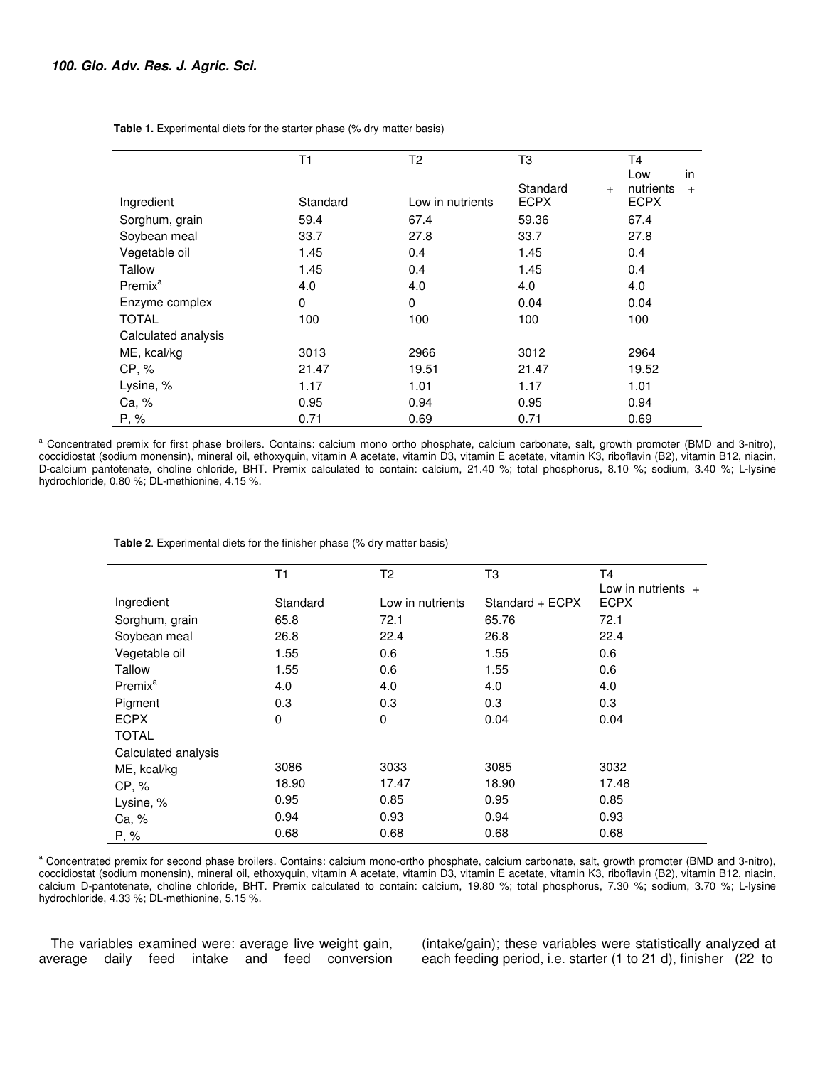**Table 1.** Experimental diets for the starter phase (% dry matter basis)

| Ingredient | T1 Standard | T2 Low in nutrients | T3 Standard + ECPX | T4 Low in nutrients + ECPX |
|---|---|---|---|---|
| Sorghum, grain | 59.4 | 67.4 | 59.36 | 67.4 |
| Soybean meal | 33.7 | 27.8 | 33.7 | 27.8 |
| Vegetable oil | 1.45 | 0.4 | 1.45 | 0.4 |
| Tallow | 1.45 | 0.4 | 1.45 | 0.4 |
| Premix[a] | 4.0 | 4.0 | 4.0 | 4.0 |
| Enzyme complex | 0 | 0 | 0.04 | 0.04 |
| TOTAL | 100 | 100 | 100 | 100 |
| Calculated analysis | | | | |
| ME, kcal/kg | 3013 | 2966 | 3012 | 2964 |
| CP, % | 21.47 | 19.51 | 21.47 | 19.52 |
| Lysine, % | 1.17 | 1.01 | 1.17 | 1.01 |
| Ca, % | 0.95 | 0.94 | 0.95 | 0.94 |
| P, % | 0.71 | 0.69 | 0.71 | 0.69 |

[a] Concentrated premix for first phase broilers. Contains: calcium mono ortho phosphate, calcium carbonate, salt, growth promoter (BMD and 3-nitro), coccidiostat (sodium monensin), mineral oil, ethoxyquin, vitamin A acetate, vitamin D3, vitamin E acetate, vitamin K3, riboflavin (B2), vitamin B12, niacin, D-calcium pantotenate, choline chloride, BHT. Premix calculated to contain: calcium, 21.40 %; total phosphorus, 8.10 %; sodium, 3.40 %; L-lysine hydrochloride, 0.80 %; DL-methionine, 4.15 %.

**Table 2**. Experimental diets for the finisher phase (% dry matter basis)

| Ingredient | T1 Standard | T2 Low in nutrients | T3 Standard + ECPX | T4 Low in nutrients + ECPX |
|---|---|---|---|---|
| Sorghum, grain | 65.8 | 72.1 | 65.76 | 72.1 |
| Soybean meal | 26.8 | 22.4 | 26.8 | 22.4 |
| Vegetable oil | 1.55 | 0.6 | 1.55 | 0.6 |
| Tallow | 1.55 | 0.6 | 1.55 | 0.6 |
| Premix[a] | 4.0 | 4.0 | 4.0 | 4.0 |
| Pigment | 0.3 | 0.3 | 0.3 | 0.3 |
| ECPX | 0 | 0 | 0.04 | 0.04 |
| TOTAL | | | | |
| Calculated analysis | | | | |
| ME, kcal/kg | 3086 | 3033 | 3085 | 3032 |
| CP, % | 18.90 | 17.47 | 18.90 | 17.48 |
| Lysine, % | 0.95 | 0.85 | 0.95 | 0.85 |
| Ca, % | 0.94 | 0.93 | 0.94 | 0.93 |
| P, % | 0.68 | 0.68 | 0.68 | 0.68 |

[a] Concentrated premix for second phase broilers. Contains: calcium mono-ortho phosphate, calcium carbonate, salt, growth promoter (BMD and 3-nitro), coccidiostat (sodium monensin), mineral oil, ethoxyquin, vitamin A acetate, vitamin D3, vitamin E acetate, vitamin K3, riboflavin (B2), vitamin B12, niacin, calcium D-pantotenate, choline chloride, BHT. Premix calculated to contain: calcium, 19.80 %; total phosphorus, 7.30 %; sodium, 3.70 %; L-lysine hydrochloride, 4.33 %; DL-methionine, 5.15 %.

The variables examined were: average live weight gain, average daily feed intake and feed conversion (intake/gain); these variables were statistically analyzed at each feeding period, i.e. starter (1 to 21 d), finisher (22 to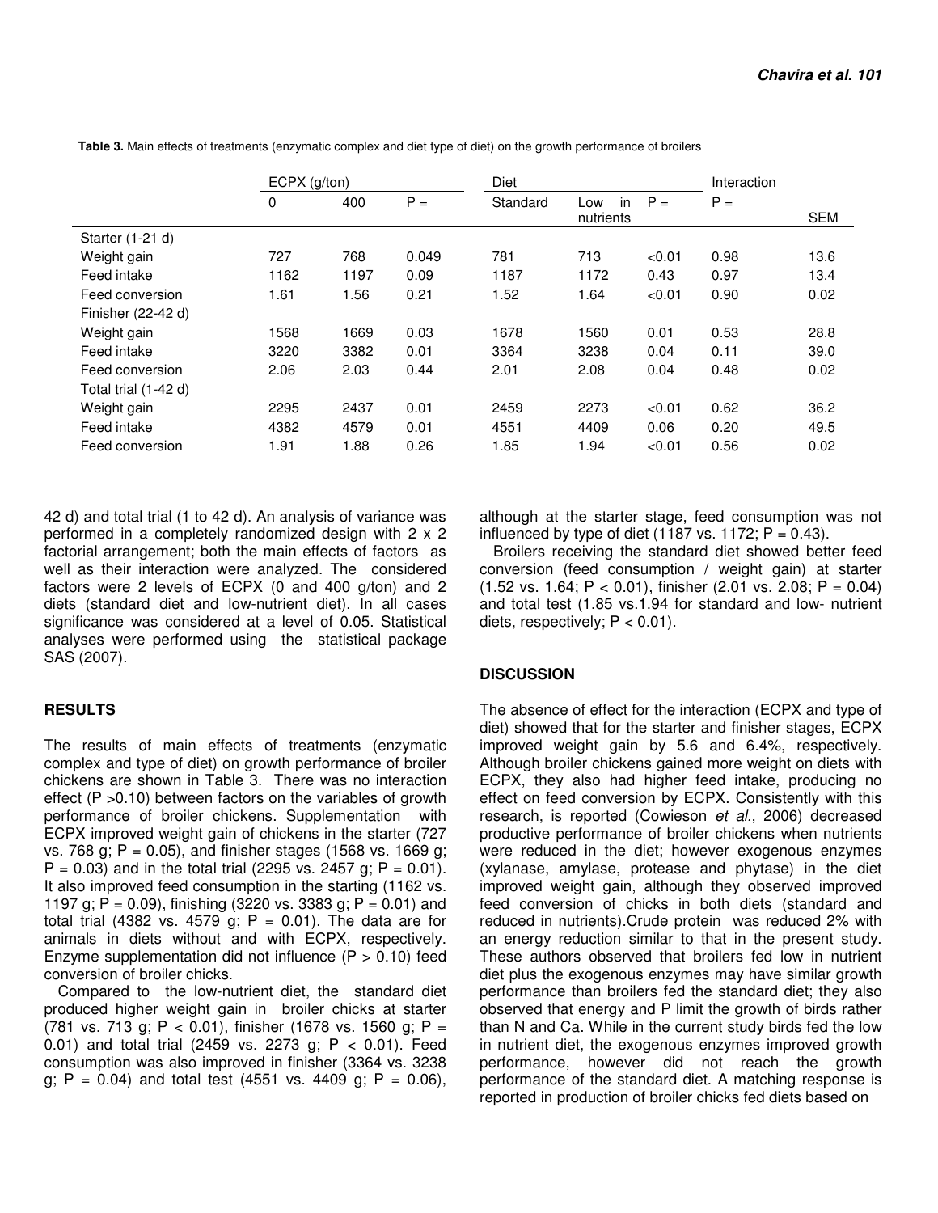**Table 3.** Main effects of treatments (enzymatic complex and diet type of diet) on the growth performance of broilers

| | ECPX (g/ton) | | | Diet | | | Interaction | |
|---|---|---|---|---|---|---|---|---|
| | 0 | 400 | P = | Standard | Low in nutrients | P = | P = | SEM |
| Starter (1-21 d) | | | | | | | | |
| Weight gain | 727 | 768 | 0.049 | 781 | 713 | <0.01 | 0.98 | 13.6 |
| Feed intake | 1162 | 1197 | 0.09 | 1187 | 1172 | 0.43 | 0.97 | 13.4 |
| Feed conversion | 1.61 | 1.56 | 0.21 | 1.52 | 1.64 | <0.01 | 0.90 | 0.02 |
| Finisher (22-42 d) | | | | | | | | |
| Weight gain | 1568 | 1669 | 0.03 | 1678 | 1560 | 0.01 | 0.53 | 28.8 |
| Feed intake | 3220 | 3382 | 0.01 | 3364 | 3238 | 0.04 | 0.11 | 39.0 |
| Feed conversion | 2.06 | 2.03 | 0.44 | 2.01 | 2.08 | 0.04 | 0.48 | 0.02 |
| Total trial (1-42 d) | | | | | | | | |
| Weight gain | 2295 | 2437 | 0.01 | 2459 | 2273 | <0.01 | 0.62 | 36.2 |
| Feed intake | 4382 | 4579 | 0.01 | 4551 | 4409 | 0.06 | 0.20 | 49.5 |
| Feed conversion | 1.91 | 1.88 | 0.26 | 1.85 | 1.94 | <0.01 | 0.56 | 0.02 |

42 d) and total trial (1 to 42 d). An analysis of variance was performed in a completely randomized design with 2 x 2 factorial arrangement; both the main effects of factors as well as their interaction were analyzed. The considered factors were 2 levels of ECPX (0 and 400 g/ton) and 2 diets (standard diet and low-nutrient diet). In all cases significance was considered at a level of 0.05. Statistical analyses were performed using the statistical package SAS (2007).

## RESULTS

The results of main effects of treatments (enzymatic complex and type of diet) on growth performance of broiler chickens are shown in Table 3. There was no interaction effect ($P > 0.10$) between factors on the variables of growth performance of broiler chickens. Supplementation with ECPX improved weight gain of chickens in the starter (727 vs. 768 g; $P = 0.05$), and finisher stages (1568 vs. 1669 g; $P = 0.03$) and in the total trial (2295 vs. 2457 g; $P = 0.01$). It also improved feed consumption in the starting (1162 vs. 1197 g; $P = 0.09$), finishing (3220 vs. 3383 g; $P = 0.01$) and total trial (4382 vs. 4579 g; $P = 0.01$). The data are for animals in diets without and with ECPX, respectively. Enzyme supplementation did not influence ($P > 0.10$) feed conversion of broiler chicks.

Compared to the low-nutrient diet, the standard diet produced higher weight gain in broiler chicks at starter (781 vs. 713 g; $P < 0.01$), finisher (1678 vs. 1560 g; $P = 0.01$) and total trial (2459 vs. 2273 g; $P < 0.01$). Feed consumption was also improved in finisher (3364 vs. 3238 g; $P = 0.04$) and total test (4551 vs. 4409 g; $P = 0.06$), although at the starter stage, feed consumption was not influenced by type of diet (1187 vs. 1172; $P = 0.43$).

Broilers receiving the standard diet showed better feed conversion (feed consumption / weight gain) at starter (1.52 vs. 1.64; $P < 0.01$), finisher (2.01 vs. 2.08; $P = 0.04$) and total test (1.85 vs.1.94 for standard and low- nutrient diets, respectively; $P < 0.01$).

## DISCUSSION

The absence of effect for the interaction (ECPX and type of diet) showed that for the starter and finisher stages, ECPX improved weight gain by 5.6 and 6.4%, respectively. Although broiler chickens gained more weight on diets with ECPX, they also had higher feed intake, producing no effect on feed conversion by ECPX. Consistently with this research, is reported (Cowieson *et al*., 2006) decreased productive performance of broiler chickens when nutrients were reduced in the diet; however exogenous enzymes (xylanase, amylase, protease and phytase) in the diet improved weight gain, although they observed improved feed conversion of chicks in both diets (standard and reduced in nutrients).Crude protein was reduced 2% with an energy reduction similar to that in the present study. These authors observed that broilers fed low in nutrient diet plus the exogenous enzymes may have similar growth performance than broilers fed the standard diet; they also observed that energy and P limit the growth of birds rather than N and Ca. While in the current study birds fed the low in nutrient diet, the exogenous enzymes improved growth performance, however did not reach the growth performance of the standard diet. A matching response is reported in production of broiler chicks fed diets based on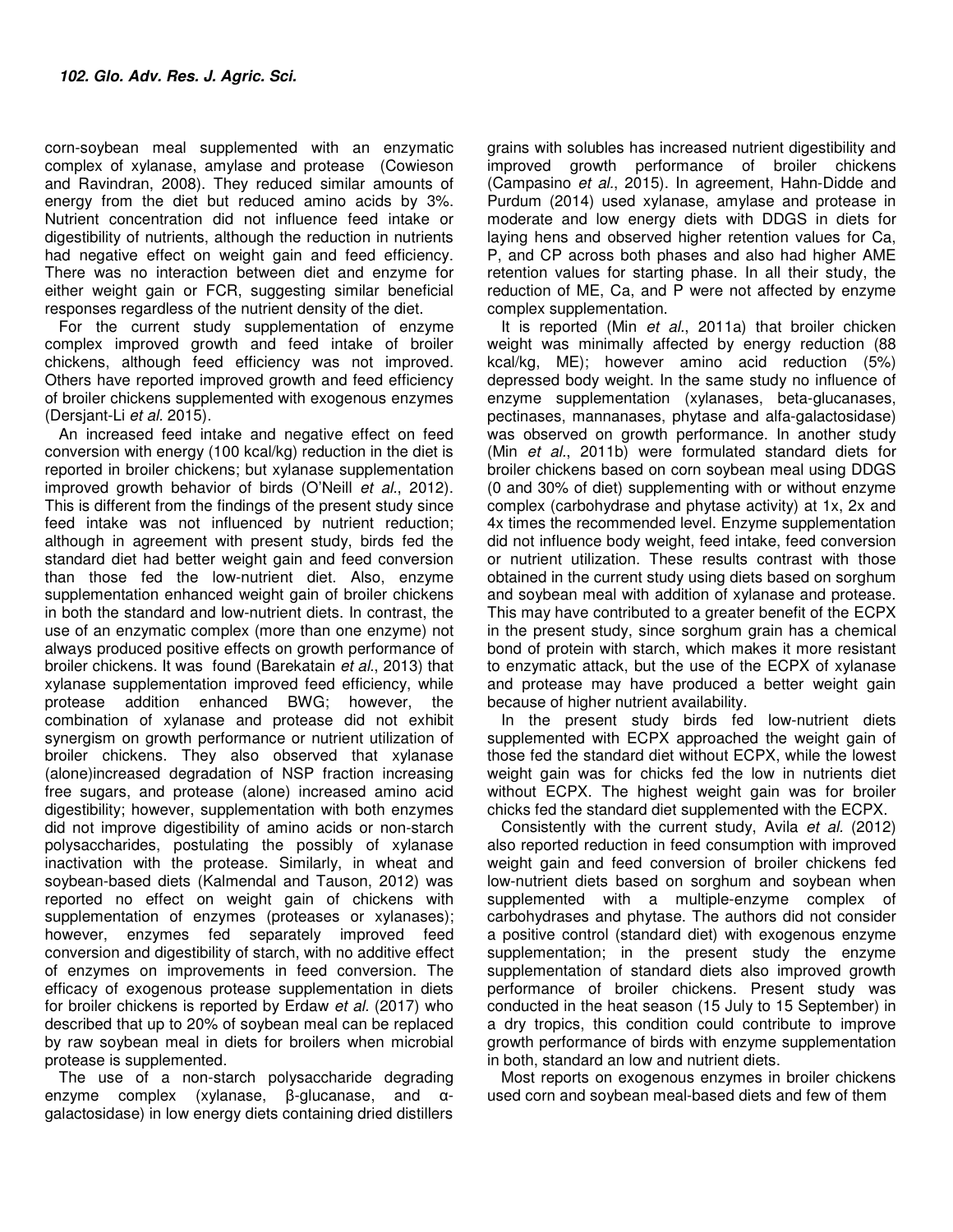corn-soybean meal supplemented with an enzymatic complex of xylanase, amylase and protease (Cowieson and Ravindran, 2008). They reduced similar amounts of energy from the diet but reduced amino acids by 3%. Nutrient concentration did not influence feed intake or digestibility of nutrients, although the reduction in nutrients had negative effect on weight gain and feed efficiency. There was no interaction between diet and enzyme for either weight gain or FCR, suggesting similar beneficial responses regardless of the nutrient density of the diet.

For the current study supplementation of enzyme complex improved growth and feed intake of broiler chickens, although feed efficiency was not improved. Others have reported improved growth and feed efficiency of broiler chickens supplemented with exogenous enzymes (Dersjant-Li *et al.* 2015).

An increased feed intake and negative effect on feed conversion with energy (100 kcal/kg) reduction in the diet is reported in broiler chickens; but xylanase supplementation improved growth behavior of birds (O'Neill *et al.*, 2012). This is different from the findings of the present study since feed intake was not influenced by nutrient reduction; although in agreement with present study, birds fed the standard diet had better weight gain and feed conversion than those fed the low-nutrient diet. Also, enzyme supplementation enhanced weight gain of broiler chickens in both the standard and low-nutrient diets. In contrast, the use of an enzymatic complex (more than one enzyme) not always produced positive effects on growth performance of broiler chickens. It was found (Barekatain *et al.*, 2013) that xylanase supplementation improved feed efficiency, while protease addition enhanced BWG; however, the combination of xylanase and protease did not exhibit synergism on growth performance or nutrient utilization of broiler chickens. They also observed that xylanase (alone)increased degradation of NSP fraction increasing free sugars, and protease (alone) increased amino acid digestibility; however, supplementation with both enzymes did not improve digestibility of amino acids or non-starch polysaccharides, postulating the possibly of xylanase inactivation with the protease. Similarly, in wheat and soybean-based diets (Kalmendal and Tauson, 2012) was reported no effect on weight gain of chickens with supplementation of enzymes (proteases or xylanases); however, enzymes fed separately improved feed conversion and digestibility of starch, with no additive effect of enzymes on improvements in feed conversion. The efficacy of exogenous protease supplementation in diets for broiler chickens is reported by Erdaw *et al.* (2017) who described that up to 20% of soybean meal can be replaced by raw soybean meal in diets for broilers when microbial protease is supplemented.

The use of a non-starch polysaccharide degrading enzyme complex (xylanase, β-glucanase, and α-galactosidase) in low energy diets containing dried distillers grains with solubles has increased nutrient digestibility and improved growth performance of broiler chickens (Campasino *et al.*, 2015). In agreement, Hahn-Didde and Purdum (2014) used xylanase, amylase and protease in moderate and low energy diets with DDGS in diets for laying hens and observed higher retention values for Ca, P, and CP across both phases and also had higher AME retention values for starting phase. In all their study, the reduction of ME, Ca, and P were not affected by enzyme complex supplementation.

It is reported (Min *et al.*, 2011a) that broiler chicken weight was minimally affected by energy reduction (88 kcal/kg, ME); however amino acid reduction (5%) depressed body weight. In the same study no influence of enzyme supplementation (xylanases, beta-glucanases, pectinases, mannanases, phytase and alfa-galactosidase) was observed on growth performance. In another study (Min *et al.*, 2011b) were formulated standard diets for broiler chickens based on corn soybean meal using DDGS (0 and 30% of diet) supplementing with or without enzyme complex (carbohydrase and phytase activity) at 1x, 2x and 4x times the recommended level. Enzyme supplementation did not influence body weight, feed intake, feed conversion or nutrient utilization. These results contrast with those obtained in the current study using diets based on sorghum and soybean meal with addition of xylanase and protease. This may have contributed to a greater benefit of the ECPX in the present study, since sorghum grain has a chemical bond of protein with starch, which makes it more resistant to enzymatic attack, but the use of the ECPX of xylanase and protease may have produced a better weight gain because of higher nutrient availability.

In the present study birds fed low-nutrient diets supplemented with ECPX approached the weight gain of those fed the standard diet without ECPX, while the lowest weight gain was for chicks fed the low in nutrients diet without ECPX. The highest weight gain was for broiler chicks fed the standard diet supplemented with the ECPX.

Consistently with the current study, Avila *et al.* (2012) also reported reduction in feed consumption with improved weight gain and feed conversion of broiler chickens fed low-nutrient diets based on sorghum and soybean when supplemented with a multiple-enzyme complex of carbohydrases and phytase. The authors did not consider a positive control (standard diet) with exogenous enzyme supplementation; in the present study the enzyme supplementation of standard diets also improved growth performance of broiler chickens. Present study was conducted in the heat season (15 July to 15 September) in a dry tropics, this condition could contribute to improve growth performance of birds with enzyme supplementation in both, standard an low and nutrient diets.

Most reports on exogenous enzymes in broiler chickens used corn and soybean meal-based diets and few of them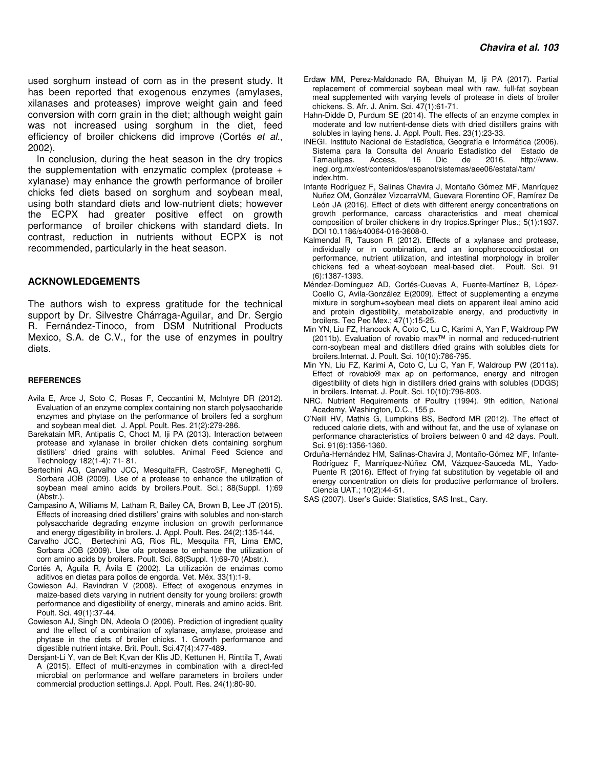used sorghum instead of corn as in the present study. It has been reported that exogenous enzymes (amylases, xilanases and proteases) improve weight gain and feed conversion with corn grain in the diet; although weight gain was not increased using sorghum in the diet, feed efficiency of broiler chickens did improve (Cortés *et al*., 2002).

In conclusion, during the heat season in the dry tropics the supplementation with enzymatic complex (protease + xylanase) may enhance the growth performance of broiler chicks fed diets based on sorghum and soybean meal, using both standard diets and low-nutrient diets; however the ECPX had greater positive effect on growth performance of broiler chickens with standard diets. In contrast, reduction in nutrients without ECPX is not recommended, particularly in the heat season.

## ACKNOWLEDGEMENTS

The authors wish to express gratitude for the technical support by Dr. Silvestre Chárraga-Aguilar, and Dr. Sergio R. Fernández-Tinoco, from DSM Nutritional Products Mexico, S.A. de C.V., for the use of enzymes in poultry diets.

### REFERENCES

Avila E, Arce J, Soto C, Rosas F, Ceccantini M, McIntyre DR (2012). Evaluation of an enzyme complex containing non starch polysaccharide enzymes and phytase on the performance of broilers fed a sorghum and soybean meal diet. J. Appl. Poult. Res. 21(2):279-286.

Barekatain MR, Antipatis C, Choct M, Iji PA (2013). Interaction between protease and xylanase in broiler chicken diets containing sorghum distillers' dried grains with solubles. Animal Feed Science and Technology 182(1-4): 71- 81.

Bertechini AG, Carvalho JCC, MesquitaFR, CastroSF, Meneghetti C, Sorbara JOB (2009). Use of a protease to enhance the utilization of soybean meal amino acids by broilers.Poult. Sci.; 88(Suppl. 1):69 (Abstr.).

Campasino A, Williams M, Latham R, Bailey CA, Brown B, Lee JT (2015). Effects of increasing dried distillers' grains with solubles and non-starch polysaccharide degrading enzyme inclusion on growth performance and energy digestibility in broilers. J. Appl. Poult. Res. 24(2):135-144.

Carvalho JCC, Bertechini AG, Rios RL, Mesquita FR, Lima EMC, Sorbara JOB (2009). Use ofa protease to enhance the utilization of corn amino acids by broilers. Poult. Sci. 88(Suppl. 1):69-70 (Abstr.).

Cortés A, Águila R, Ávila E (2002). La utilización de enzimas como aditivos en dietas para pollos de engorda. Vet. Méx. 33(1):1-9.

Cowieson AJ, Ravindran V (2008). Effect of exogenous enzymes in maize-based diets varying in nutrient density for young broilers: growth performance and digestibility of energy, minerals and amino acids. Brit. Poult. Sci. 49(1):37-44.

Cowieson AJ, Singh DN, Adeola O (2006). Prediction of ingredient quality and the effect of a combination of xylanase, amylase, protease and phytase in the diets of broiler chicks. 1. Growth performance and digestible nutrient intake. Brit. Poult. Sci.47(4):477-489.

Dersjant-Li Y, van de Belt K,van der Klis JD, Kettunen H, Rinttila T, Awati A (2015). Effect of multi-enzymes in combination with a direct-fed microbial on performance and welfare parameters in broilers under commercial production settings.J. Appl. Poult. Res. 24(1):80-90.

Erdaw MM, Perez-Maldonado RA, Bhuiyan M, Iji PA (2017). Partial replacement of commercial soybean meal with raw, full-fat soybean meal supplemented with varying levels of protease in diets of broiler chickens. S. Afr. J. Anim. Sci. 47(1):61-71.

Hahn-Didde D, Purdum SE (2014). The effects of an enzyme complex in moderate and low nutrient-dense diets with dried distillers grains with solubles in laying hens. J. Appl. Poult. Res. 23(1):23-33.

INEGI. Instituto Nacional de Estadística, Geografía e Informática (2006). Sistema para la Consulta del Anuario Estadístico del Estado de Tamaulipas. Access, 16 Dic de 2016. http://www.inegi.org.mx/est/contenidos/espanol/sistemas/aee06/estatal/tam/index.htm.

Infante Rodríguez F, Salinas Chavira J, Montaño Gómez MF, Manríquez Nuñez OM, González VizcarraVM, Guevara Florentino OF, Ramírez De León JA (2016). Effect of diets with different energy concentrations on growth performance, carcass characteristics and meat chemical composition of broiler chickens in dry tropics.Springer Plus.; 5(1):1937. DOI 10.1186/s40064-016-3608-0.

Kalmendal R, Tauson R (2012). Effects of a xylanase and protease, individually or in combination, and an ionophorecoccidiostat on performance, nutrient utilization, and intestinal morphology in broiler chickens fed a wheat-soybean meal-based diet. Poult. Sci. 91 (6):1387-1393.

Méndez-Domínguez AD, Cortés-Cuevas A, Fuente-Martínez B, López-Coello C, Avila-González E(2009). Effect of supplementing a enzyme mixture in sorghum+soybean meal diets on apparent ileal amino acid and protein digestibility, metabolizable energy, and productivity in broilers. Tec Pec Mex.; 47(1):15-25.

Min YN, Liu FZ, Hancock A, Coto C, Lu C, Karimi A, Yan F, Waldroup PW (2011b). Evaluation of rovabio max™ in normal and reduced-nutrient corn-soybean meal and distillers dried grains with solubles diets for broilers.Internat. J. Poult. Sci. 10(10):786-795.

Min YN, Liu FZ, Karimi A, Coto C, Lu C, Yan F, Waldroup PW (2011a). Effect of rovabio® max ap on performance, energy and nitrogen digestibility of diets high in distillers dried grains with solubles (DDGS) in broilers. Internat. J. Poult. Sci. 10(10):796-803.

NRC. Nutrient Requirements of Poultry (1994). 9th edition, National Academy, Washington, D.C., 155 p.

O'Neill HV, Mathis G, Lumpkins BS, Bedford MR (2012). The effect of reduced calorie diets, with and without fat, and the use of xylanase on performance characteristics of broilers between 0 and 42 days. Poult. Sci. 91(6):1356-1360.

Orduña-Hernández HM, Salinas-Chavira J, Montaño-Gómez MF, Infante-Rodríguez F, Manríquez-Núñez OM, Vázquez-Sauceda ML, Yado-Puente R (2016). Effect of frying fat substitution by vegetable oil and energy concentration on diets for productive performance of broilers. Ciencia UAT.; 10(2):44-51.

SAS (2007). User's Guide: Statistics, SAS Inst., Cary.